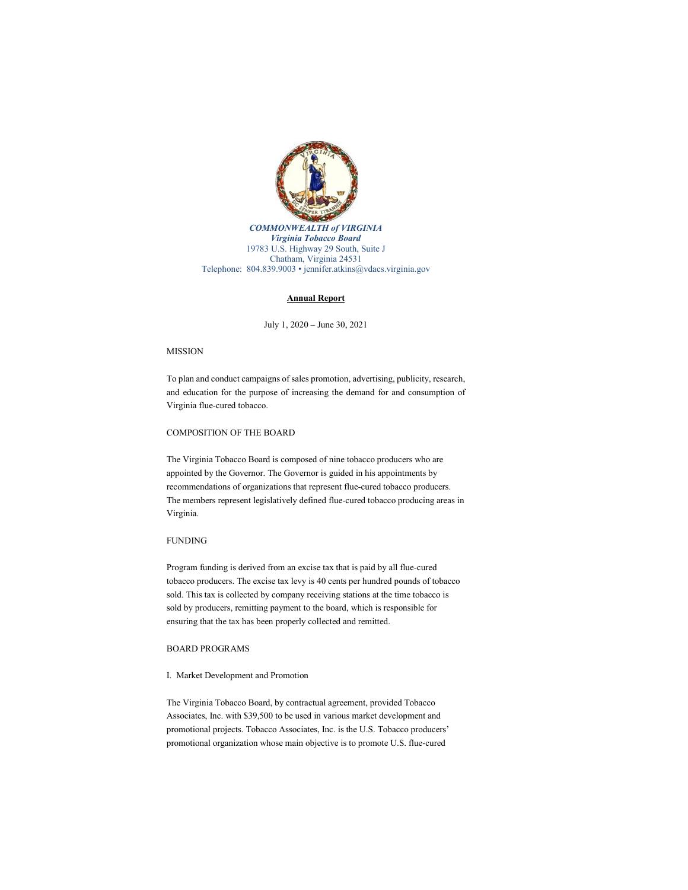***COMMONWEALTH of VIRGINIA***
***Virginia Tobacco Board***
19783 U.S. Highway 29 South, Suite J
Chatham, Virginia 24531
Telephone: 804.839.9003 • jennifer.atkins@vdacs.virginia.gov

# **Annual Report**

July 1, 2020 – June 30, 2021

## MISSION

To plan and conduct campaigns of sales promotion, advertising, publicity, research, and education for the purpose of increasing the demand for and consumption of Virginia flue-cured tobacco.

## COMPOSITION OF THE BOARD

The Virginia Tobacco Board is composed of nine tobacco producers who are appointed by the Governor. The Governor is guided in his appointments by recommendations of organizations that represent flue-cured tobacco producers. The members represent legislatively defined flue-cured tobacco producing areas in Virginia.

## FUNDING

Program funding is derived from an excise tax that is paid by all flue-cured tobacco producers. The excise tax levy is 40 cents per hundred pounds of tobacco sold. This tax is collected by company receiving stations at the time tobacco is sold by producers, remitting payment to the board, which is responsible for ensuring that the tax has been properly collected and remitted.

## BOARD PROGRAMS

### I. Market Development and Promotion

The Virginia Tobacco Board, by contractual agreement, provided Tobacco Associates, Inc. with $39,500 to be used in various market development and promotional projects. Tobacco Associates, Inc. is the U.S. Tobacco producers' promotional organization whose main objective is to promote U.S. flue-cured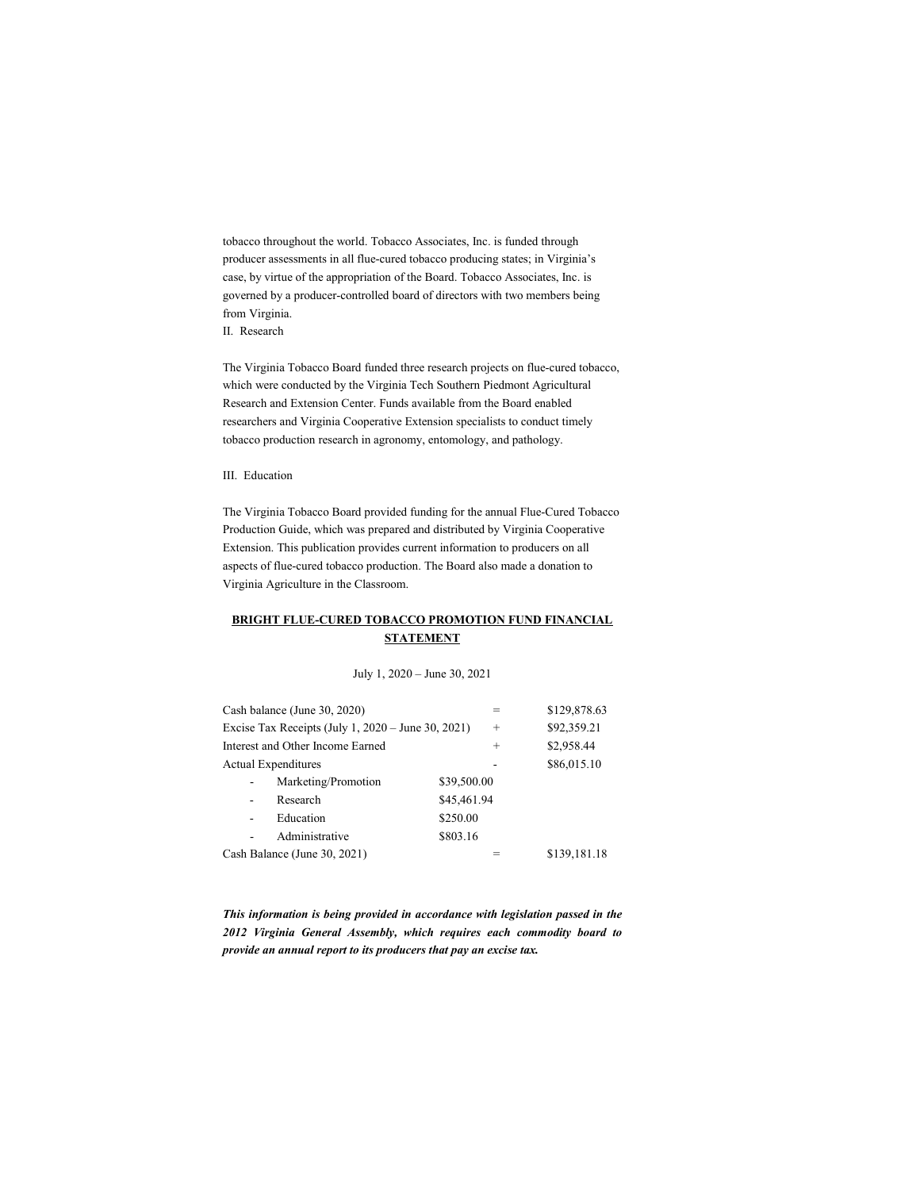tobacco throughout the world. Tobacco Associates, Inc. is funded through producer assessments in all flue-cured tobacco producing states; in Virginia's case, by virtue of the appropriation of the Board. Tobacco Associates, Inc. is governed by a producer-controlled board of directors with two members being from Virginia.

II. Research

The Virginia Tobacco Board funded three research projects on flue-cured tobacco, which were conducted by the Virginia Tech Southern Piedmont Agricultural Research and Extension Center. Funds available from the Board enabled researchers and Virginia Cooperative Extension specialists to conduct timely tobacco production research in agronomy, entomology, and pathology.

III. Education

The Virginia Tobacco Board provided funding for the annual Flue-Cured Tobacco Production Guide, which was prepared and distributed by Virginia Cooperative Extension. This publication provides current information to producers on all aspects of flue-cured tobacco production. The Board also made a donation to Virginia Agriculture in the Classroom.

## BRIGHT FLUE-CURED TOBACCO PROMOTION FUND FINANCIAL STATEMENT

July 1, 2020 – June 30, 2021

| | | | |
|---|---|---|---|
| Cash balance (June 30, 2020) | | = | $129,878.63 |
| Excise Tax Receipts (July 1, 2020 – June 30, 2021) | | + | $92,359.21 |
| Interest and Other Income Earned | | + | $2,958.44 |
| Actual Expenditures | | - | $86,015.10 |
| - Marketing/Promotion | $39,500.00 | | |
| - Research | $45,461.94 | | |
| - Education | $250.00 | | |
| - Administrative | $803.16 | | |
| Cash Balance (June 30, 2021) | | = | $139,181.18 |

***This information is being provided in accordance with legislation passed in the 2012 Virginia General Assembly, which requires each commodity board to provide an annual report to its producers that pay an excise tax.***